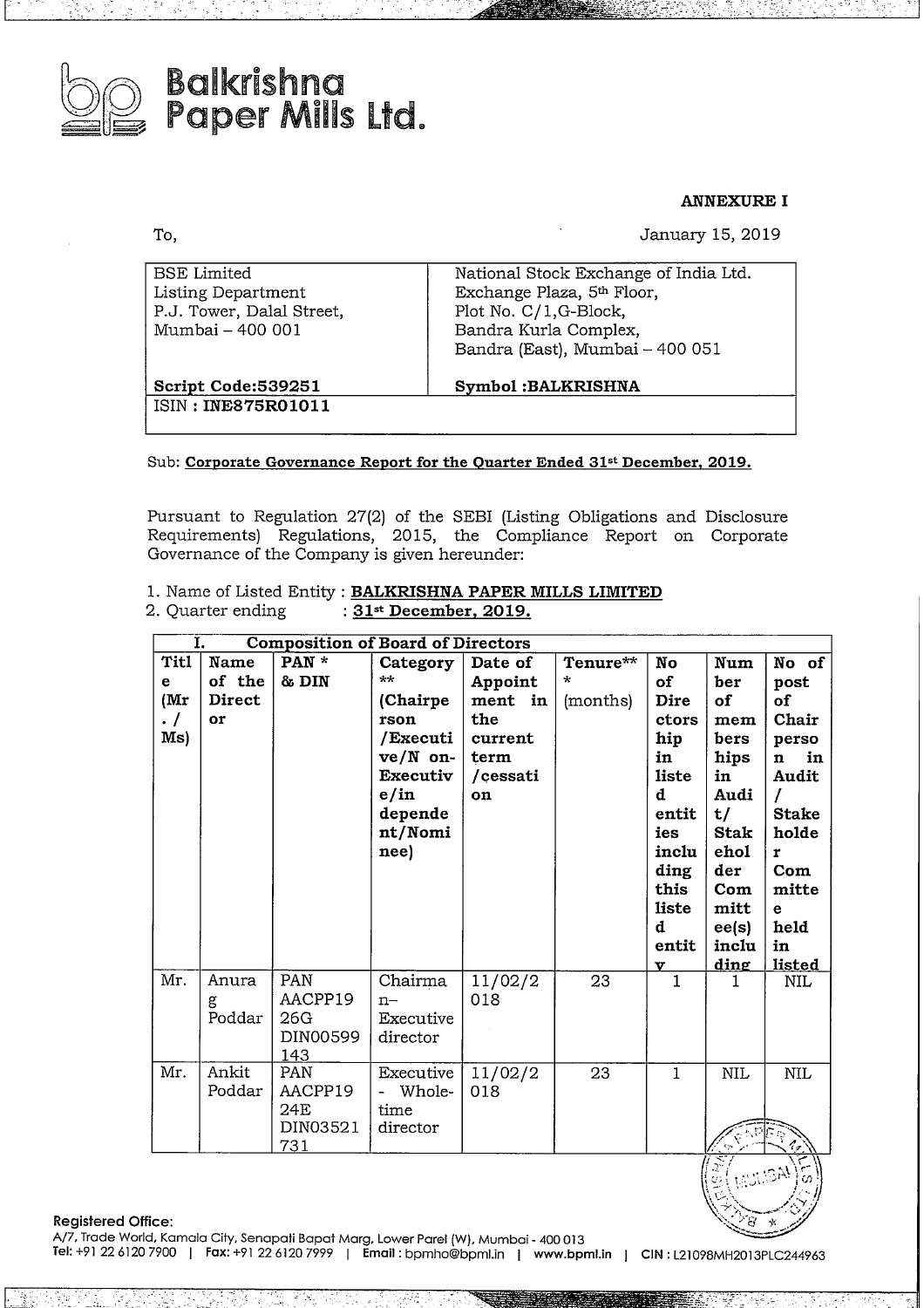# Balkrishna Paper Mills Ltd.

**ANNEXURE I**

To,

January 15, 2019

| BSE Limited<br>Listing Department<br>P.J. Tower, Dalal Street,<br>Mumbai – 400 001 | National Stock Exchange of India Ltd.<br>Exchange Plaza, 5th Floor,<br>Plot No. C/1,G-Block,<br>Bandra Kurla Complex,<br>Bandra (East), Mumbai – 400 051 |
|---|---|
| **Script Code:539251** | **Symbol :BALKRISHNA** |
| ISIN : **INE875R01011** | |

Sub: **Corporate Governance Report for the Quarter Ended 31st December, 2019.**

Pursuant to Regulation 27(2) of the SEBI (Listing Obligations and Disclosure Requirements) Regulations, 2015, the Compliance Report on Corporate Governance of the Company is given hereunder:

1. Name of Listed Entity : **BALKRISHNA PAPER MILLS LIMITED**
2. Quarter ending : **31st December, 2019.**

| I. Composition of Board of Directors | | | | | | | | |
|---|---|---|---|---|---|---|---|---|
| **Title (Mr./ Ms)** | **Name of the Director** | **PAN * & DIN** | **Category ** (Chairperson /Executive/Non-Executive/independent/Nominee)** | **Date of Appointment in the current term /cessation** | **Tenure*** (months)** | **No of Directorship in listed entities including this listed entity** | **Number of memberships in Audit/ Stakeholder Committee(s) including** | **No of post of Chairperson in Audit / Stakeholder Committee held in listed** |
| Mr. | Anurag Poddar | PAN AACPP1926G DIN00599143 | Chairman– Executive director | 11/02/2018 | 23 | 1 | 1 | NIL |
| Mr. | Ankit Poddar | PAN AACPP1924E DIN03521731 | Executive - Whole-time director | 11/02/2018 | 23 | 1 | NIL | NIL |

**Registered Office:**
A/7, Trade World, Kamala City, Senapati Bapat Marg, Lower Parel (W), Mumbai - 400 013
Tel: +91 22 6120 7900 | Fax: +91 22 6120 7999 | Email : bpmho@bpml.in | www.bpml.in | CIN : L21098MH2013PLC244963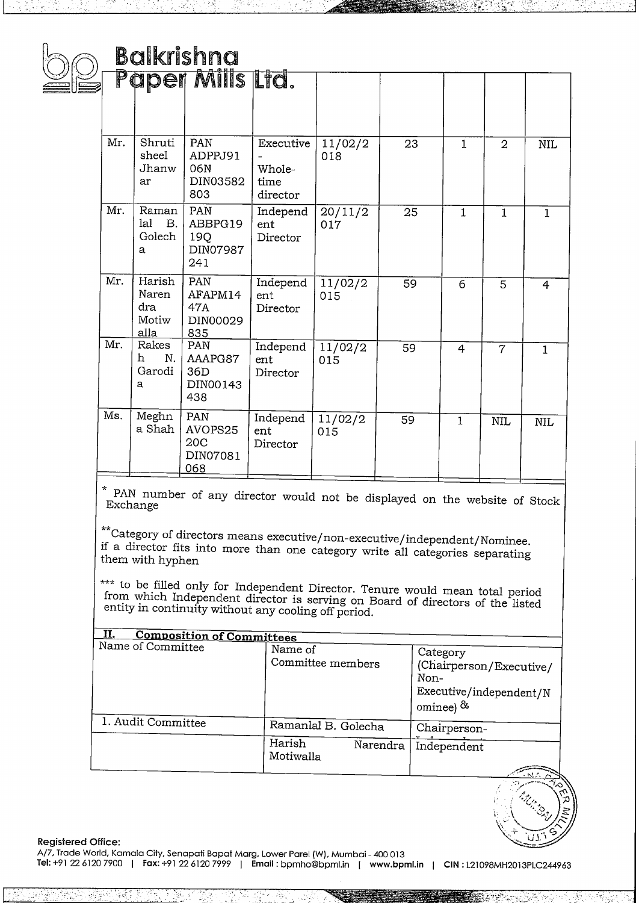| | | | | | | | | |
|---|---|---|---|---|---|---|---|---|
| Mr. | Shrutisheel Jhanwar | PAN ADPPJ9106N DIN03582803 | Executive - Whole-time director | 11/02/2018 | 23 | 1 | 2 | NIL |
| Mr. | Ramanlal B. Golecha | PAN ABBPG1919Q DIN07987241 | Independent Director | 20/11/2017 | 25 | 1 | 1 | 1 |
| Mr. | Harish Narendra Motiwalla | PAN AFAPM1447A DIN00029835 | Independent Director | 11/02/2015 | 59 | 6 | 5 | 4 |
| Mr. | Rakesh N. Garodia | PAN AAAPG8736D DIN00143438 | Independent Director | 11/02/2015 | 59 | 4 | 7 | 1 |
| Ms. | Meghna Shah | PAN AVOPS2520C DIN07081068 | Independent Director | 11/02/2015 | 59 | 1 | NIL | NIL |

* PAN number of any director would not be displayed on the website of Stock Exchange

**Category of directors means executive/non-executive/independent/Nominee. if a director fits into more than one category write all categories separating them with hyphen

*** to be filled only for Independent Director. Tenure would mean total period from which Independent director is serving on Board of directors of the listed entity in continuity without any cooling off period.

**II. Composition of Committees**

| Name of Committee | Name of Committee members | Category (Chairperson/Executive/Non-Executive/independent/Nominee) & |
|---|---|---|
| 1. Audit Committee | Ramanlal B. Golecha | Chairperson- |
| | Harish Narendra Motiwalla | Independent |

**Registered Office:**
A/7, Trade World, Kamala City, Senapati Bapat Marg, Lower Parel (W), Mumbai - 400 013
Tel: +91 22 6120 7900 | Fax: +91 22 6120 7999 | Email : bpmho@bpml.in | www.bpml.in | CIN : L21098MH2013PLC244963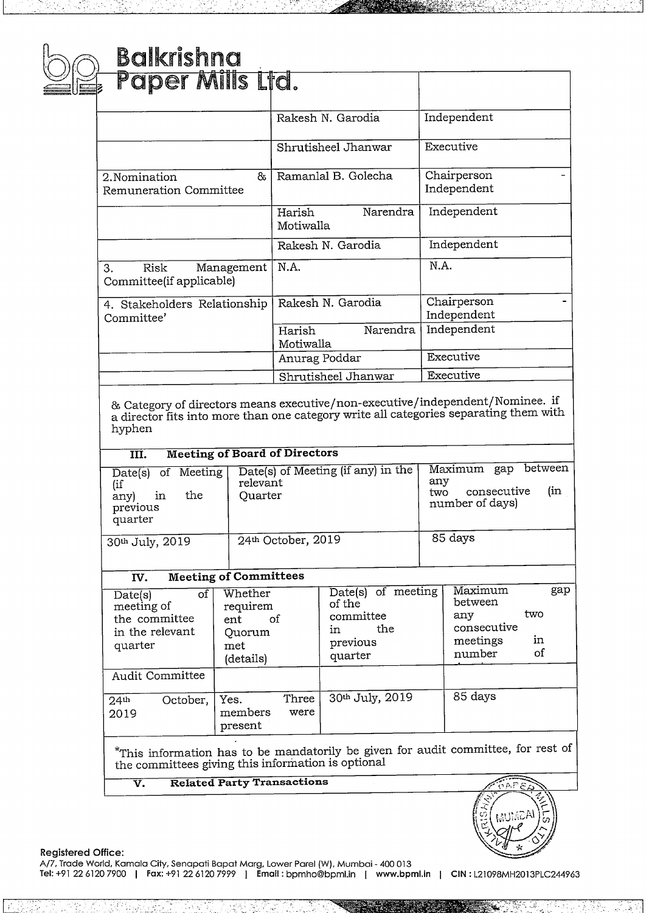| | | |
|---|---|---|
| | Rakesh N. Garodia | Independent |
| | Shrutisheel Jhanwar | Executive |
| 2.Nomination & Remuneration Committee | Ramanlal B. Golecha | Chairperson - Independent |
| | Harish Narendra Motiwalla | Independent |
| | Rakesh N. Garodia | Independent |
| 3. Risk Management Committee(if applicable) | N.A. | N.A. |
| 4. Stakeholders Relationship Committee' | Rakesh N. Garodia | Chairperson - Independent |
| | Harish Narendra Motiwalla | Independent |
| | Anurag Poddar | Executive |
| | Shrutisheel Jhanwar | Executive |

& Category of directors means executive/non-executive/independent/Nominee. if a director fits into more than one category write all categories separating them with hyphen

### III. Meeting of Board of Directors

| Date(s) of Meeting (if any) in the previous quarter | Date(s) of Meeting (if any) in the relevant Quarter | Maximum gap between any two consecutive (in number of days) |
|---|---|---|
| 30th July, 2019 | 24th October, 2019 | 85 days |

### IV. Meeting of Committees

| Date(s) of meeting of the committee in the relevant quarter | Whether requirement of Quorum met (details) | Date(s) of meeting of the committee in the previous quarter | Maximum gap between any two consecutive meetings in number of |
|---|---|---|---|
| Audit Committee | | | |
| 24th October, 2019 | Yes. Three members were present | 30th July, 2019 | 85 days |

*This information has to be mandatorily be given for audit committee, for rest of the committees giving this information is optional

### V. Related Party Transactions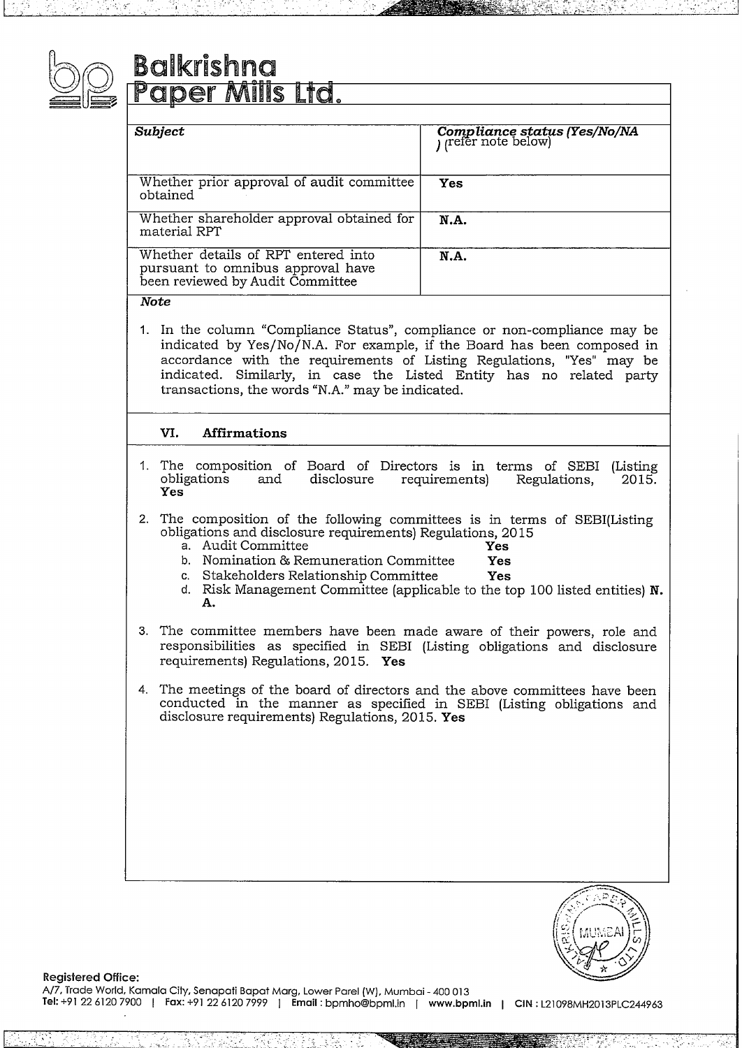# Balkrishna Paper Mills Ltd.

| *Subject* | *Compliance status (Yes/No/NA) (refer note below)* |
|---|---|
| Whether prior approval of audit committee obtained | **Yes** |
| Whether shareholder approval obtained for material RPT | **N.A.** |
| Whether details of RPT entered into pursuant to omnibus approval have been reviewed by Audit Committee | **N.A.** |

***Note***

1. In the column "Compliance Status", compliance or non-compliance may be indicated by Yes/No/N.A. For example, if the Board has been composed in accordance with the requirements of Listing Regulations, "Yes" may be indicated. Similarly, in case the Listed Entity has no related party transactions, the words "N.A." may be indicated.

## VI. Affirmations

1. The composition of Board of Directors is in terms of SEBI (Listing obligations and disclosure requirements) Regulations, 2015. **Yes**

2. The composition of the following committees is in terms of SEBI(Listing obligations and disclosure requirements) Regulations, 2015
   a. Audit Committee **Yes**
   b. Nomination & Remuneration Committee **Yes**
   c. Stakeholders Relationship Committee **Yes**
   d. Risk Management Committee (applicable to the top 100 listed entities) **N. A.**

3. The committee members have been made aware of their powers, role and responsibilities as specified in SEBI (Listing obligations and disclosure requirements) Regulations, 2015. **Yes**

4. The meetings of the board of directors and the above committees have been conducted in the manner as specified in SEBI (Listing obligations and disclosure requirements) Regulations, 2015. **Yes**

**Registered Office:**
A/7, Trade World, Kamala City, Senapati Bapat Marg, Lower Parel (W), Mumbai - 400 013
**Tel:** +91 22 6120 7900 | **Fax:** +91 22 6120 7999 | **Email :** bpmho@bpml.in | **www.bpml.in** | **CIN :** L21098MH2013PLC244963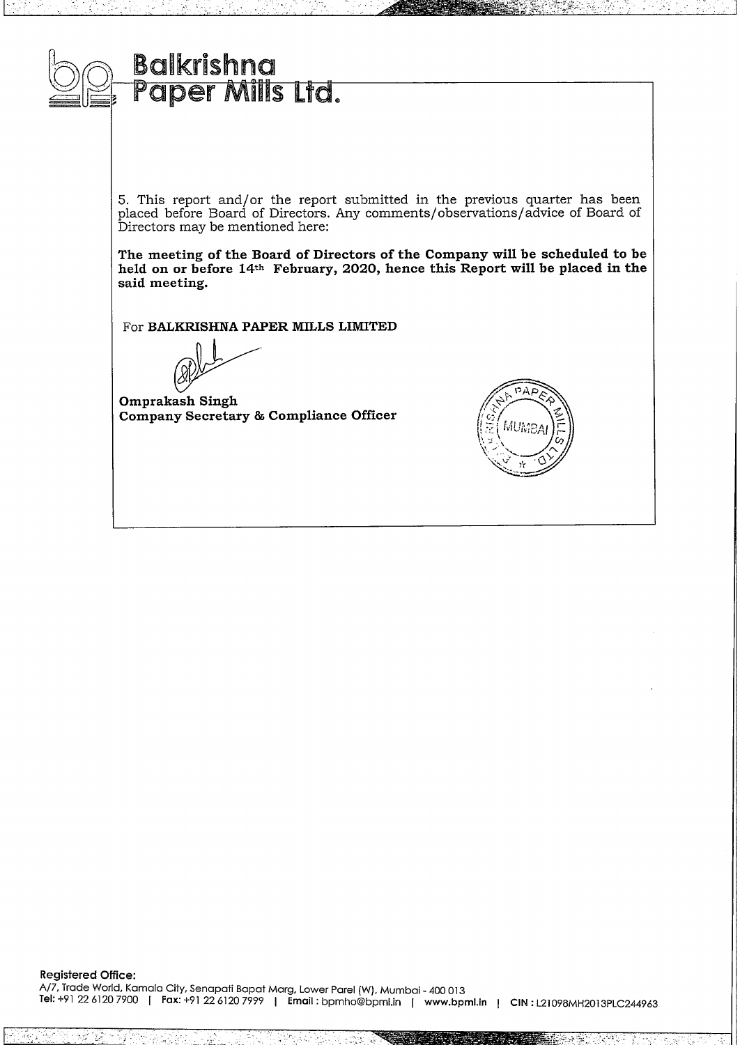# Balkrishna Paper Mills Ltd.

5. This report and/or the report submitted in the previous quarter has been placed before Board of Directors. Any comments/observations/advice of Board of Directors may be mentioned here:

**The meeting of the Board of Directors of the Company will be scheduled to be held on or before 14th February, 2020, hence this Report will be placed in the said meeting.**

For **BALKRISHNA PAPER MILLS LIMITED**

**Omprakash Singh**
**Company Secretary & Compliance Officer**

**Registered Office:**
A/7, Trade World, Kamala City, Senapati Bapat Marg, Lower Parel (W), Mumbai - 400 013
Tel: +91 22 6120 7900 | Fax: +91 22 6120 7999 | Email : bpmho@bpml.in | www.bpml.in | CIN : L21098MH2013PLC244963